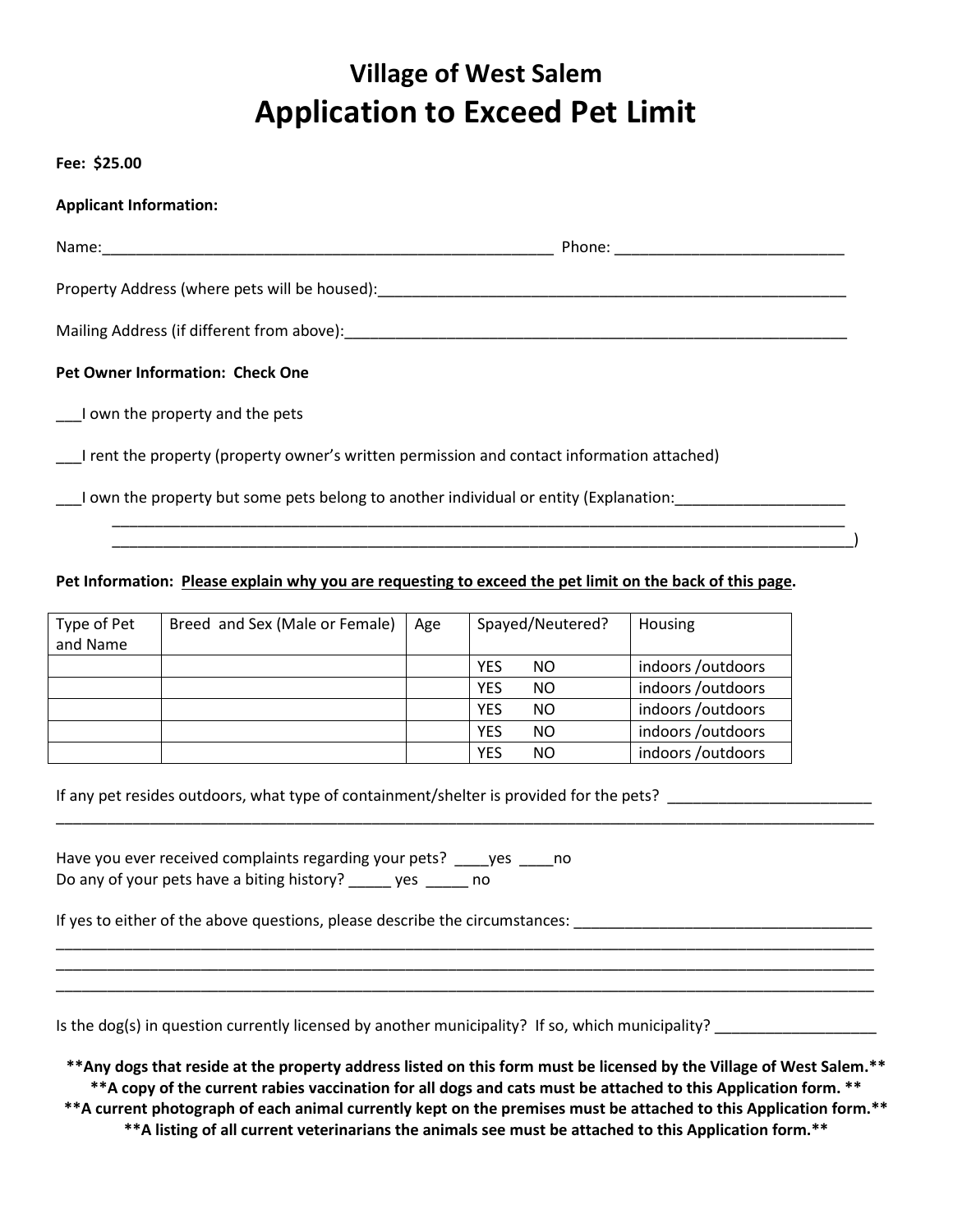# Village of West Salem

# Application to Exceed Pet Limit

**Fee: $25.00**

**Applicant Information:**

Name:_______________________________________________________ Phone: ___________________________

Property Address (where pets will be housed):_________________________________________________________

Mailing Address (if different from above):_____________________________________________________________

**Pet Owner Information: Check One**

___I own the property and the pets

___I rent the property (property owner's written permission and contact information attached)

___I own the property but some pets belong to another individual or entity (Explanation:____________________
_____________________________________________________________________________________________
_____________________________________________________________________________________________)

**Pet Information: <u>Please explain why you are requesting to exceed the pet limit on the back of this page</u>.**

| Type of Pet and Name | Breed and Sex (Male or Female) | Age | Spayed/Neutered? | Housing |
|---|---|---|---|---|
| | | | YES NO | indoors /outdoors |
| | | | YES NO | indoors /outdoors |
| | | | YES NO | indoors /outdoors |
| | | | YES NO | indoors /outdoors |
| | | | YES NO | indoors /outdoors |

If any pet resides outdoors, what type of containment/shelter is provided for the pets? ________________________
_____________________________________________________________________________________________________

Have you ever received complaints regarding your pets? ____yes ____no
Do any of your pets have a biting history? _____ yes _____ no

If yes to either of the above questions, please describe the circumstances: ___________________________________
_____________________________________________________________________________________________________
_____________________________________________________________________________________________________
_____________________________________________________________________________________________________

Is the dog(s) in question currently licensed by another municipality? If so, which municipality? ___________________

**\*\*Any dogs that reside at the property address listed on this form must be licensed by the Village of West Salem.\*\***
**\*\*A copy of the current rabies vaccination for all dogs and cats must be attached to this Application form. \*\***
**\*\*A current photograph of each animal currently kept on the premises must be attached to this Application form.\*\***
**\*\*A listing of all current veterinarians the animals see must be attached to this Application form.\*\***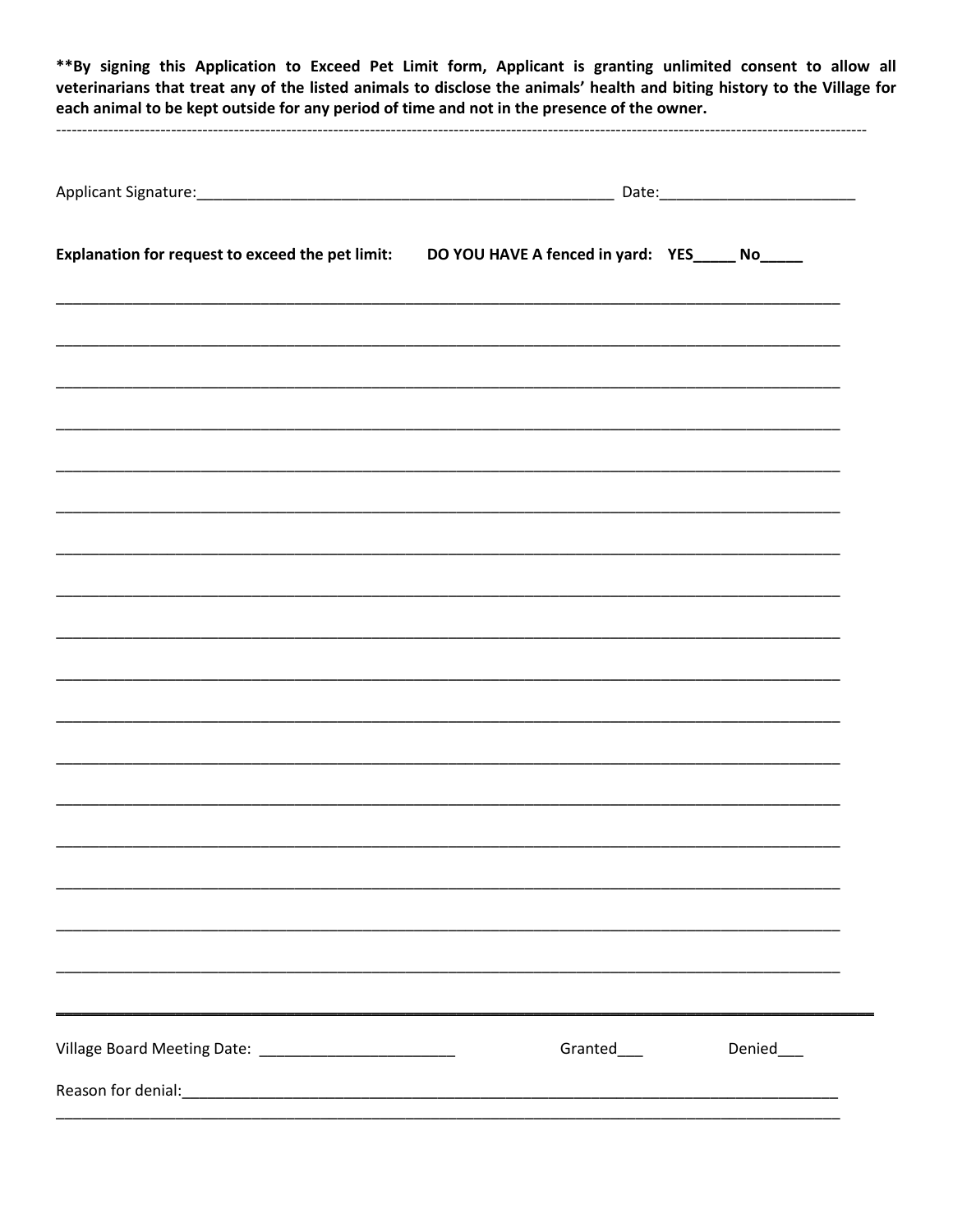**By signing this Application to Exceed Pet Limit form, Applicant is granting unlimited consent to allow all veterinarians that treat any of the listed animals to disclose the animals' health and biting history to the Village for each animal to be kept outside for any period of time and not in the presence of the owner.**

---

Applicant Signature:\_\_\_\_\_\_\_\_\_\_\_\_\_\_\_\_\_\_\_\_\_\_\_\_\_\_\_\_\_\_\_\_\_\_\_\_\_\_\_\_\_\_\_\_\_\_\_\_ Date:\_\_\_\_\_\_\_\_\_\_\_\_\_\_\_\_\_\_\_\_\_\_\_

**Explanation for request to exceed the pet limit:** **DO YOU HAVE A fenced in yard: YES\_\_\_\_\_ No\_\_\_\_\_**

\_\_\_\_\_\_\_\_\_\_\_\_\_\_\_\_\_\_\_\_\_\_\_\_\_\_\_\_\_\_\_\_\_\_\_\_\_\_\_\_\_\_\_\_\_\_\_\_\_\_\_\_\_\_\_\_\_\_\_\_\_\_\_\_\_\_\_\_\_\_\_\_\_\_\_\_\_\_\_\_\_\_\_\_\_\_\_\_

\_\_\_\_\_\_\_\_\_\_\_\_\_\_\_\_\_\_\_\_\_\_\_\_\_\_\_\_\_\_\_\_\_\_\_\_\_\_\_\_\_\_\_\_\_\_\_\_\_\_\_\_\_\_\_\_\_\_\_\_\_\_\_\_\_\_\_\_\_\_\_\_\_\_\_\_\_\_\_\_\_\_\_\_\_\_\_\_

\_\_\_\_\_\_\_\_\_\_\_\_\_\_\_\_\_\_\_\_\_\_\_\_\_\_\_\_\_\_\_\_\_\_\_\_\_\_\_\_\_\_\_\_\_\_\_\_\_\_\_\_\_\_\_\_\_\_\_\_\_\_\_\_\_\_\_\_\_\_\_\_\_\_\_\_\_\_\_\_\_\_\_\_\_\_\_\_

\_\_\_\_\_\_\_\_\_\_\_\_\_\_\_\_\_\_\_\_\_\_\_\_\_\_\_\_\_\_\_\_\_\_\_\_\_\_\_\_\_\_\_\_\_\_\_\_\_\_\_\_\_\_\_\_\_\_\_\_\_\_\_\_\_\_\_\_\_\_\_\_\_\_\_\_\_\_\_\_\_\_\_\_\_\_\_\_

\_\_\_\_\_\_\_\_\_\_\_\_\_\_\_\_\_\_\_\_\_\_\_\_\_\_\_\_\_\_\_\_\_\_\_\_\_\_\_\_\_\_\_\_\_\_\_\_\_\_\_\_\_\_\_\_\_\_\_\_\_\_\_\_\_\_\_\_\_\_\_\_\_\_\_\_\_\_\_\_\_\_\_\_\_\_\_\_

\_\_\_\_\_\_\_\_\_\_\_\_\_\_\_\_\_\_\_\_\_\_\_\_\_\_\_\_\_\_\_\_\_\_\_\_\_\_\_\_\_\_\_\_\_\_\_\_\_\_\_\_\_\_\_\_\_\_\_\_\_\_\_\_\_\_\_\_\_\_\_\_\_\_\_\_\_\_\_\_\_\_\_\_\_\_\_\_

\_\_\_\_\_\_\_\_\_\_\_\_\_\_\_\_\_\_\_\_\_\_\_\_\_\_\_\_\_\_\_\_\_\_\_\_\_\_\_\_\_\_\_\_\_\_\_\_\_\_\_\_\_\_\_\_\_\_\_\_\_\_\_\_\_\_\_\_\_\_\_\_\_\_\_\_\_\_\_\_\_\_\_\_\_\_\_\_

\_\_\_\_\_\_\_\_\_\_\_\_\_\_\_\_\_\_\_\_\_\_\_\_\_\_\_\_\_\_\_\_\_\_\_\_\_\_\_\_\_\_\_\_\_\_\_\_\_\_\_\_\_\_\_\_\_\_\_\_\_\_\_\_\_\_\_\_\_\_\_\_\_\_\_\_\_\_\_\_\_\_\_\_\_\_\_\_

\_\_\_\_\_\_\_\_\_\_\_\_\_\_\_\_\_\_\_\_\_\_\_\_\_\_\_\_\_\_\_\_\_\_\_\_\_\_\_\_\_\_\_\_\_\_\_\_\_\_\_\_\_\_\_\_\_\_\_\_\_\_\_\_\_\_\_\_\_\_\_\_\_\_\_\_\_\_\_\_\_\_\_\_\_\_\_\_

\_\_\_\_\_\_\_\_\_\_\_\_\_\_\_\_\_\_\_\_\_\_\_\_\_\_\_\_\_\_\_\_\_\_\_\_\_\_\_\_\_\_\_\_\_\_\_\_\_\_\_\_\_\_\_\_\_\_\_\_\_\_\_\_\_\_\_\_\_\_\_\_\_\_\_\_\_\_\_\_\_\_\_\_\_\_\_\_

\_\_\_\_\_\_\_\_\_\_\_\_\_\_\_\_\_\_\_\_\_\_\_\_\_\_\_\_\_\_\_\_\_\_\_\_\_\_\_\_\_\_\_\_\_\_\_\_\_\_\_\_\_\_\_\_\_\_\_\_\_\_\_\_\_\_\_\_\_\_\_\_\_\_\_\_\_\_\_\_\_\_\_\_\_\_\_\_

\_\_\_\_\_\_\_\_\_\_\_\_\_\_\_\_\_\_\_\_\_\_\_\_\_\_\_\_\_\_\_\_\_\_\_\_\_\_\_\_\_\_\_\_\_\_\_\_\_\_\_\_\_\_\_\_\_\_\_\_\_\_\_\_\_\_\_\_\_\_\_\_\_\_\_\_\_\_\_\_\_\_\_\_\_\_\_\_

\_\_\_\_\_\_\_\_\_\_\_\_\_\_\_\_\_\_\_\_\_\_\_\_\_\_\_\_\_\_\_\_\_\_\_\_\_\_\_\_\_\_\_\_\_\_\_\_\_\_\_\_\_\_\_\_\_\_\_\_\_\_\_\_\_\_\_\_\_\_\_\_\_\_\_\_\_\_\_\_\_\_\_\_\_\_\_\_

\_\_\_\_\_\_\_\_\_\_\_\_\_\_\_\_\_\_\_\_\_\_\_\_\_\_\_\_\_\_\_\_\_\_\_\_\_\_\_\_\_\_\_\_\_\_\_\_\_\_\_\_\_\_\_\_\_\_\_\_\_\_\_\_\_\_\_\_\_\_\_\_\_\_\_\_\_\_\_\_\_\_\_\_\_\_\_\_

\_\_\_\_\_\_\_\_\_\_\_\_\_\_\_\_\_\_\_\_\_\_\_\_\_\_\_\_\_\_\_\_\_\_\_\_\_\_\_\_\_\_\_\_\_\_\_\_\_\_\_\_\_\_\_\_\_\_\_\_\_\_\_\_\_\_\_\_\_\_\_\_\_\_\_\_\_\_\_\_\_\_\_\_\_\_\_\_

\_\_\_\_\_\_\_\_\_\_\_\_\_\_\_\_\_\_\_\_\_\_\_\_\_\_\_\_\_\_\_\_\_\_\_\_\_\_\_\_\_\_\_\_\_\_\_\_\_\_\_\_\_\_\_\_\_\_\_\_\_\_\_\_\_\_\_\_\_\_\_\_\_\_\_\_\_\_\_\_\_\_\_\_\_\_\_\_

\_\_\_\_\_\_\_\_\_\_\_\_\_\_\_\_\_\_\_\_\_\_\_\_\_\_\_\_\_\_\_\_\_\_\_\_\_\_\_\_\_\_\_\_\_\_\_\_\_\_\_\_\_\_\_\_\_\_\_\_\_\_\_\_\_\_\_\_\_\_\_\_\_\_\_\_\_\_\_\_\_\_\_\_\_\_\_\_

\_\_\_\_\_\_\_\_\_\_\_\_\_\_\_\_\_\_\_\_\_\_\_\_\_\_\_\_\_\_\_\_\_\_\_\_\_\_\_\_\_\_\_\_\_\_\_\_\_\_\_\_\_\_\_\_\_\_\_\_\_\_\_\_\_\_\_\_\_\_\_\_\_\_\_\_\_\_\_\_\_\_\_\_\_\_\_\_

---

Village Board Meeting Date: \_\_\_\_\_\_\_\_\_\_\_\_\_\_\_\_\_\_\_\_\_\_\_ Granted\_\_\_ Denied\_\_\_

Reason for denial:\_\_\_\_\_\_\_\_\_\_\_\_\_\_\_\_\_\_\_\_\_\_\_\_\_\_\_\_\_\_\_\_\_\_\_\_\_\_\_\_\_\_\_\_\_\_\_\_\_\_\_\_\_\_\_\_\_\_\_\_\_\_\_\_\_\_\_\_\_\_\_\_\_

\_\_\_\_\_\_\_\_\_\_\_\_\_\_\_\_\_\_\_\_\_\_\_\_\_\_\_\_\_\_\_\_\_\_\_\_\_\_\_\_\_\_\_\_\_\_\_\_\_\_\_\_\_\_\_\_\_\_\_\_\_\_\_\_\_\_\_\_\_\_\_\_\_\_\_\_\_\_\_\_\_\_\_\_\_\_\_\_